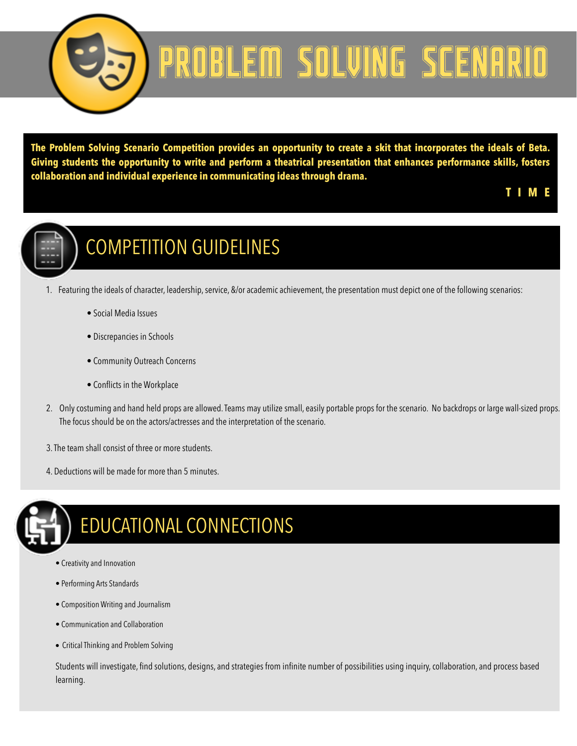# PROBLEM SOLVING SCENARIO

**The Problem Solving Scenario Competition provides an opportunity to create a skit that incorporates the ideals of Beta. Giving students the opportunity to write and perform a theatrical presentation that enhances performance skills, fosters collaboration and individual experience in communicating ideas through drama.**

**T I M E**

## COMPETITION GUIDELINES

1. Featuring the ideals of character, leadership, service, &/or academic achievement, the presentation must depict one of the following scenarios:
   - Social Media Issues
   - Discrepancies in Schools
   - Community Outreach Concerns
   - Conflicts in the Workplace
2. Only costuming and hand held props are allowed. Teams may utilize small, easily portable props for the scenario. No backdrops or large wall-sized props. The focus should be on the actors/actresses and the interpretation of the scenario.
3. The team shall consist of three or more students.
4. Deductions will be made for more than 5 minutes.

## EDUCATIONAL CONNECTIONS

- Creativity and Innovation
- Performing Arts Standards
- Composition Writing and Journalism
- Communication and Collaboration
- Critical Thinking and Problem Solving

Students will investigate, find solutions, designs, and strategies from infinite number of possibilities using inquiry, collaboration, and process based learning.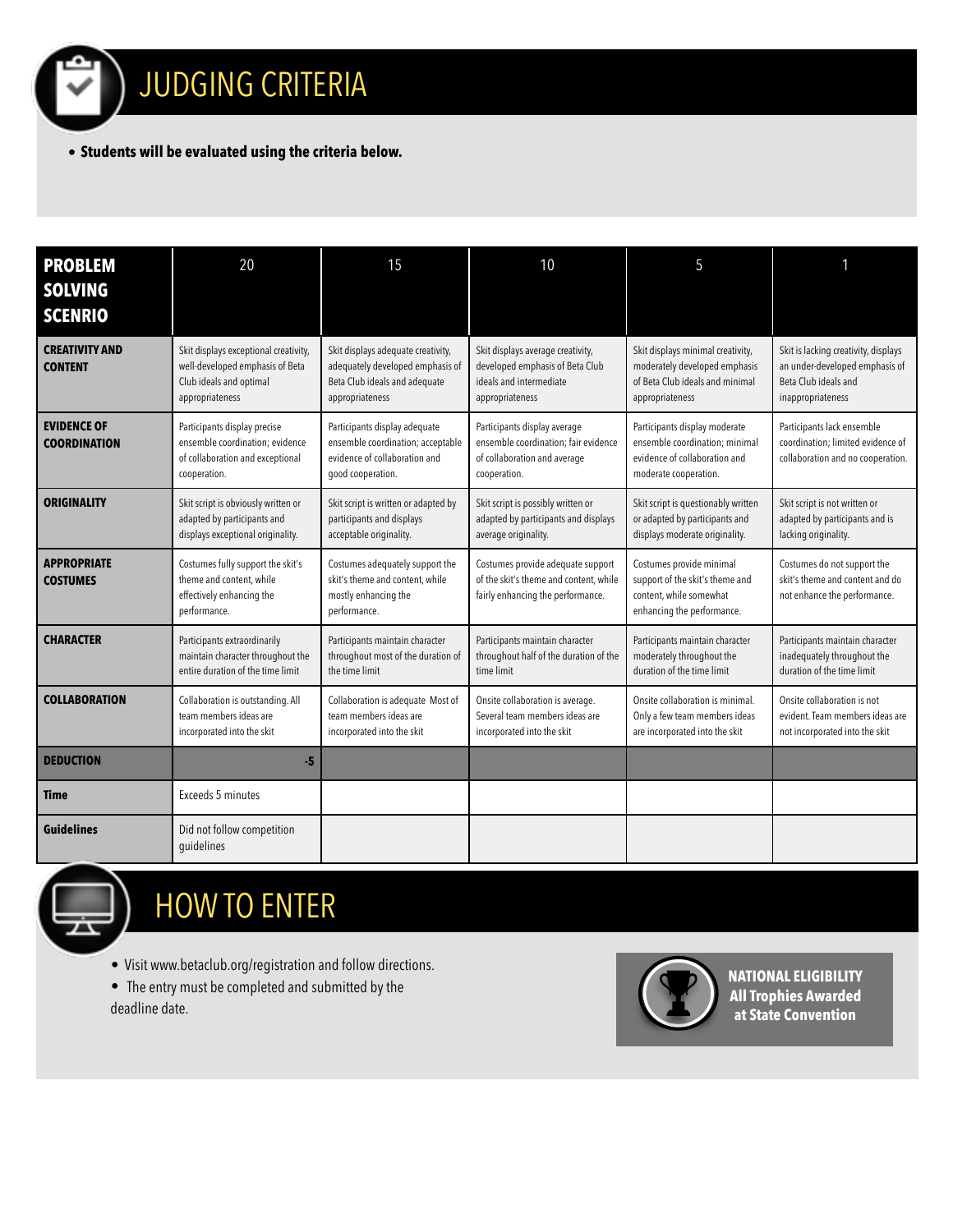# JUDGING CRITERIA

- **Students will be evaluated using the criteria below.**

| PROBLEM SOLVING SCENRIO | 20 | 15 | 10 | 5 | 1 |
|---|---|---|---|---|---|
| **CREATIVITY AND CONTENT** | Skit displays exceptional creativity, well-developed emphasis of Beta Club ideals and optimal appropriateness | Skit displays adequate creativity, adequately developed emphasis of Beta Club ideals and adequate appropriateness | Skit displays average creativity, developed emphasis of Beta Club ideals and intermediate appropriateness | Skit displays minimal creativity, moderately developed emphasis of Beta Club ideals and minimal appropriateness | Skit is lacking creativity, displays an under-developed emphasis of Beta Club ideals and inappropriateness |
| **EVIDENCE OF COORDINATION** | Participants display precise ensemble coordination; evidence of collaboration and exceptional cooperation. | Participants display adequate ensemble coordination; acceptable evidence of collaboration and good cooperation. | Participants display average ensemble coordination; fair evidence of collaboration and average cooperation. | Participants display moderate ensemble coordination; minimal evidence of collaboration and moderate cooperation. | Participants lack ensemble coordination; limited evidence of collaboration and no cooperation. |
| **ORIGINALITY** | Skit script is obviously written or adapted by participants and displays exceptional originality. | Skit script is written or adapted by participants and displays acceptable originality. | Skit script is possibly written or adapted by participants and displays average originality. | Skit script is questionably written or adapted by participants and displays moderate originality. | Skit script is not written or adapted by participants and is lacking originality. |
| **APPROPRIATE COSTUMES** | Costumes fully support the skit's theme and content, while effectively enhancing the performance. | Costumes adequately support the skit's theme and content, while mostly enhancing the performance. | Costumes provide adequate support of the skit's theme and content, while fairly enhancing the performance. | Costumes provide minimal support of the skit's theme and content, while somewhat enhancing the performance. | Costumes do not support the skit's theme and content and do not enhance the performance. |
| **CHARACTER** | Participants extraordinarily maintain character throughout the entire duration of the time limit | Participants maintain character throughout most of the duration of the time limit | Participants maintain character throughout half of the duration of the time limit | Participants maintain character moderately throughout the duration of the time limit | Participants maintain character inadequately throughout the duration of the time limit |
| **COLLABORATION** | Collaboration is outstanding. All team members ideas are incorporated into the skit | Collaboration is adequate Most of team members ideas are incorporated into the skit | Onsite collaboration is average. Several team members ideas are incorporated into the skit | Onsite collaboration is minimal. Only a few team members ideas are incorporated into the skit | Onsite collaboration is not evident. Team members ideas are not incorporated into the skit |
| **DEDUCTION** | -5 | | | | |
| **Time** | Exceeds 5 minutes | | | | |
| **Guidelines** | Did not follow competition guidelines | | | | |

# HOW TO ENTER

- Visit www.betaclub.org/registration and follow directions.
- The entry must be completed and submitted by the deadline date.

**NATIONAL ELIGIBILITY**
**All Trophies Awarded at State Convention**